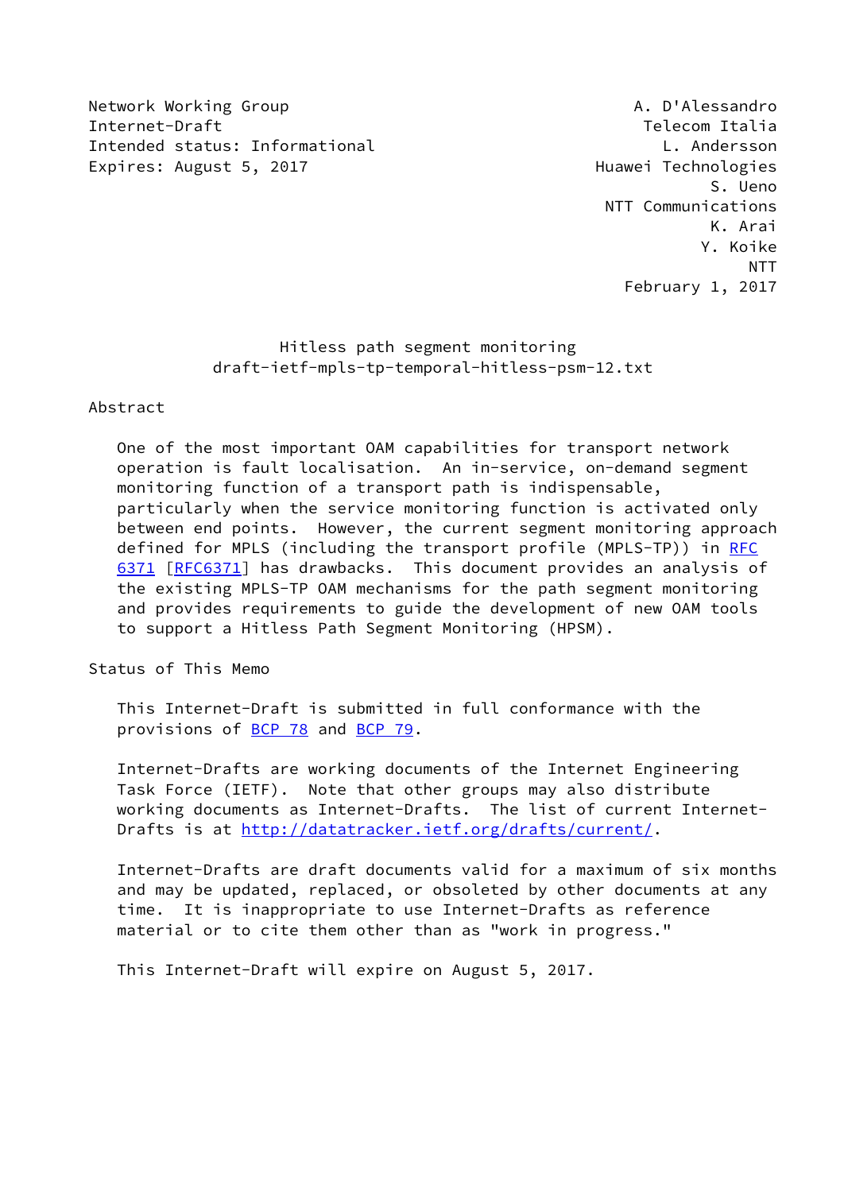Network Working Group A. D'Alessandro
Internet-Draft Telecom Italia
Intended status: Informational L. Andersson
Expires: August 5, 2017 Huawei Technologies
S. Ueno
NTT Communications
K. Arai
Y. Koike
NTT
February 1, 2017

# Hitless path segment monitoring
## draft-ietf-mpls-tp-temporal-hitless-psm-12.txt

## Abstract

One of the most important OAM capabilities for transport network operation is fault localisation. An in-service, on-demand segment monitoring function of a transport path is indispensable, particularly when the service monitoring function is activated only between end points. However, the current segment monitoring approach defined for MPLS (including the transport profile (MPLS-TP)) in RFC 6371 [RFC6371] has drawbacks. This document provides an analysis of the existing MPLS-TP OAM mechanisms for the path segment monitoring and provides requirements to guide the development of new OAM tools to support a Hitless Path Segment Monitoring (HPSM).

## Status of This Memo

This Internet-Draft is submitted in full conformance with the provisions of BCP 78 and BCP 79.

Internet-Drafts are working documents of the Internet Engineering Task Force (IETF). Note that other groups may also distribute working documents as Internet-Drafts. The list of current Internet-Drafts is at http://datatracker.ietf.org/drafts/current/.

Internet-Drafts are draft documents valid for a maximum of six months and may be updated, replaced, or obsoleted by other documents at any time. It is inappropriate to use Internet-Drafts as reference material or to cite them other than as "work in progress."

This Internet-Draft will expire on August 5, 2017.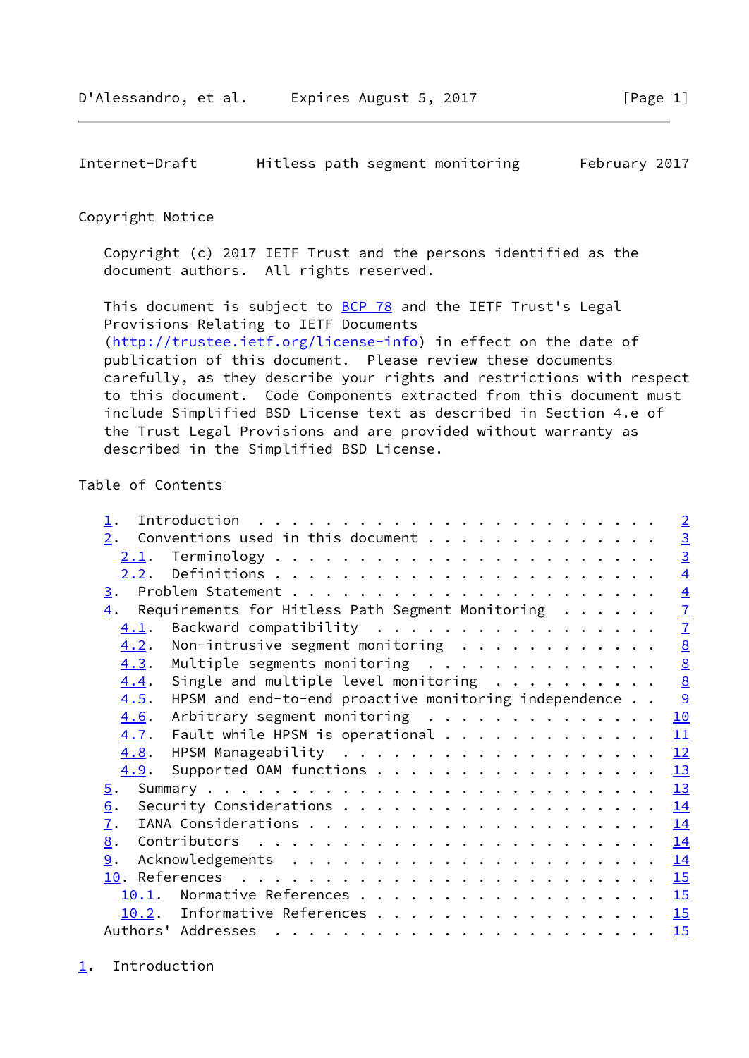Copyright Notice

Copyright (c) 2017 IETF Trust and the persons identified as the document authors. All rights reserved.

This document is subject to BCP 78 and the IETF Trust's Legal Provisions Relating to IETF Documents (http://trustee.ietf.org/license-info) in effect on the date of publication of this document. Please review these documents carefully, as they describe your rights and restrictions with respect to this document. Code Components extracted from this document must include Simplified BSD License text as described in Section 4.e of the Trust Legal Provisions and are provided without warranty as described in the Simplified BSD License.

Table of Contents

```
   1.  Introduction  . . . . . . . . . . . . . . . . . . . . . . . .   2
   2.  Conventions used in this document . . . . . . . . . . . . . .   3
     2.1.  Terminology . . . . . . . . . . . . . . . . . . . . . . .   3
     2.2.  Definitions . . . . . . . . . . . . . . . . . . . . . . .   4
   3.  Problem Statement . . . . . . . . . . . . . . . . . . . . . .   4
   4.  Requirements for Hitless Path Segment Monitoring  . . . . . .   7
     4.1.  Backward compatibility  . . . . . . . . . . . . . . . . .   7
     4.2.  Non-intrusive segment monitoring  . . . . . . . . . . . .   8
     4.3.  Multiple segments monitoring  . . . . . . . . . . . . . .   8
     4.4.  Single and multiple level monitoring  . . . . . . . . . .   8
     4.5.  HPSM and end-to-end proactive monitoring independence . .   9
     4.6.  Arbitrary segment monitoring  . . . . . . . . . . . . . .  10
     4.7.  Fault while HPSM is operational . . . . . . . . . . . . .  11
     4.8.  HPSM Manageability  . . . . . . . . . . . . . . . . . . .  12
     4.9.  Supported OAM functions . . . . . . . . . . . . . . . . .  13
   5.  Summary . . . . . . . . . . . . . . . . . . . . . . . . . . .  13
   6.  Security Considerations . . . . . . . . . . . . . . . . . . .  14
   7.  IANA Considerations . . . . . . . . . . . . . . . . . . . . .  14
   8.  Contributors  . . . . . . . . . . . . . . . . . . . . . . . .  14
   9.  Acknowledgements  . . . . . . . . . . . . . . . . . . . . . .  14
   10. References  . . . . . . . . . . . . . . . . . . . . . . . . .  15
     10.1.  Normative References . . . . . . . . . . . . . . . . . .  15
     10.2.  Informative References . . . . . . . . . . . . . . . . .  15
   Authors' Addresses  . . . . . . . . . . . . . . . . . . . . . . .  15
```

## 1. Introduction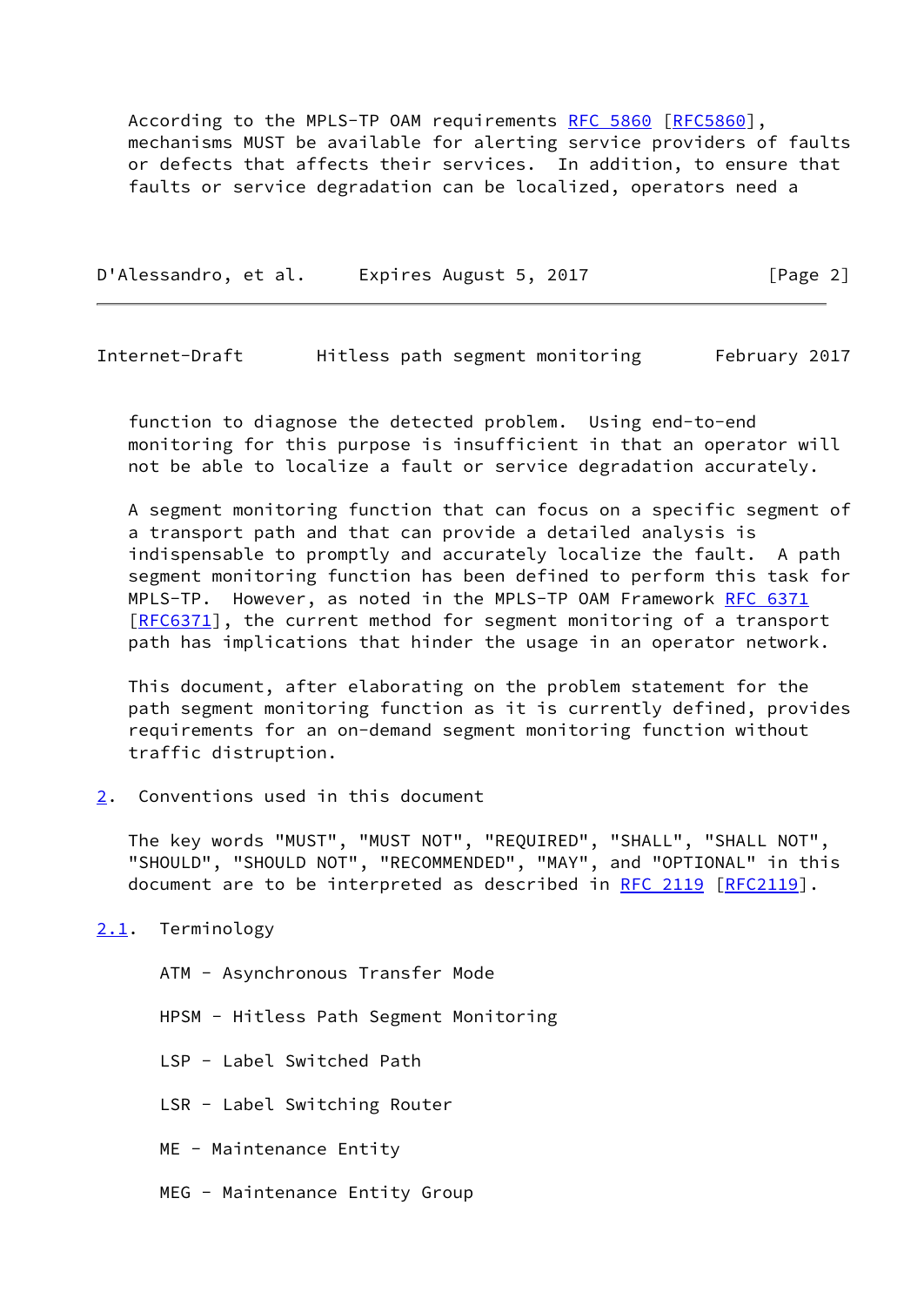According to the MPLS-TP OAM requirements RFC 5860 [RFC5860], mechanisms MUST be available for alerting service providers of faults or defects that affects their services. In addition, to ensure that faults or service degradation can be localized, operators need a function to diagnose the detected problem. Using end-to-end monitoring for this purpose is insufficient in that an operator will not be able to localize a fault or service degradation accurately.

A segment monitoring function that can focus on a specific segment of a transport path and that can provide a detailed analysis is indispensable to promptly and accurately localize the fault. A path segment monitoring function has been defined to perform this task for MPLS-TP. However, as noted in the MPLS-TP OAM Framework RFC 6371 [RFC6371], the current method for segment monitoring of a transport path has implications that hinder the usage in an operator network.

This document, after elaborating on the problem statement for the path segment monitoring function as it is currently defined, provides requirements for an on-demand segment monitoring function without traffic distruption.

## 2. Conventions used in this document

The key words "MUST", "MUST NOT", "REQUIRED", "SHALL", "SHALL NOT", "SHOULD", "SHOULD NOT", "RECOMMENDED", "MAY", and "OPTIONAL" in this document are to be interpreted as described in RFC 2119 [RFC2119].

### 2.1. Terminology

ATM - Asynchronous Transfer Mode

HPSM - Hitless Path Segment Monitoring

LSP - Label Switched Path

LSR - Label Switching Router

ME - Maintenance Entity

MEG - Maintenance Entity Group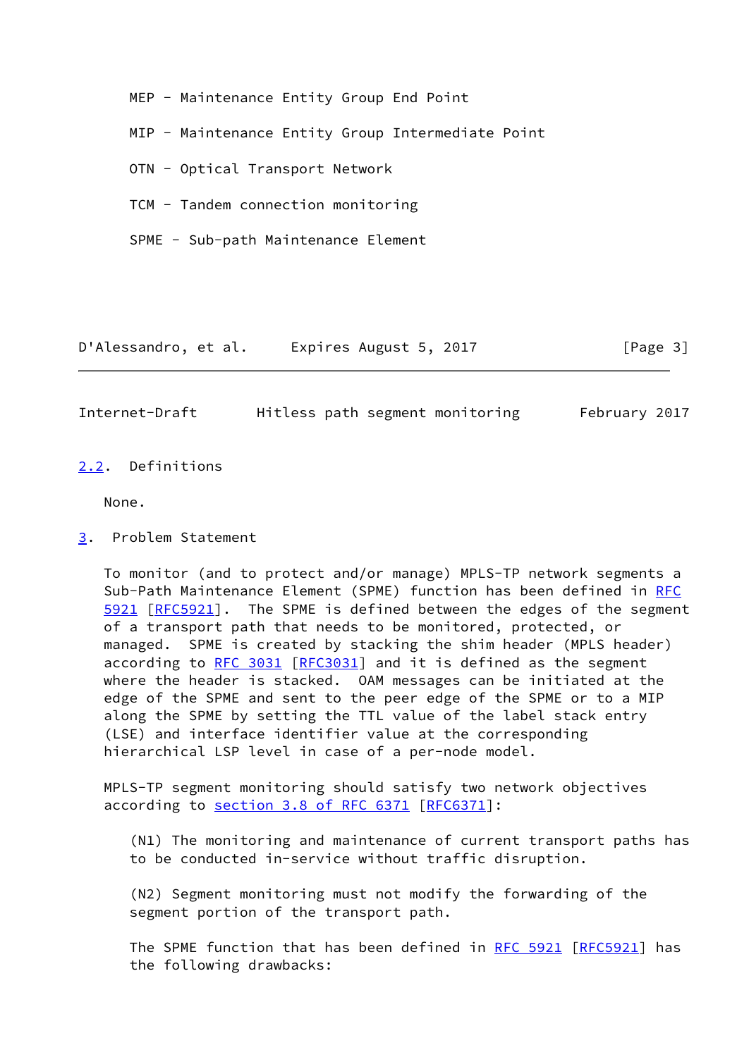MEP - Maintenance Entity Group End Point

MIP - Maintenance Entity Group Intermediate Point

OTN - Optical Transport Network

TCM - Tandem connection monitoring

SPME - Sub-path Maintenance Element

## 2.2. Definitions

None.

# 3. Problem Statement

To monitor (and to protect and/or manage) MPLS-TP network segments a Sub-Path Maintenance Element (SPME) function has been defined in RFC 5921 [RFC5921]. The SPME is defined between the edges of the segment of a transport path that needs to be monitored, protected, or managed. SPME is created by stacking the shim header (MPLS header) according to RFC 3031 [RFC3031] and it is defined as the segment where the header is stacked. OAM messages can be initiated at the edge of the SPME and sent to the peer edge of the SPME or to a MIP along the SPME by setting the TTL value of the label stack entry (LSE) and interface identifier value at the corresponding hierarchical LSP level in case of a per-node model.

MPLS-TP segment monitoring should satisfy two network objectives according to section 3.8 of RFC 6371 [RFC6371]:

(N1) The monitoring and maintenance of current transport paths has to be conducted in-service without traffic disruption.

(N2) Segment monitoring must not modify the forwarding of the segment portion of the transport path.

The SPME function that has been defined in RFC 5921 [RFC5921] has the following drawbacks: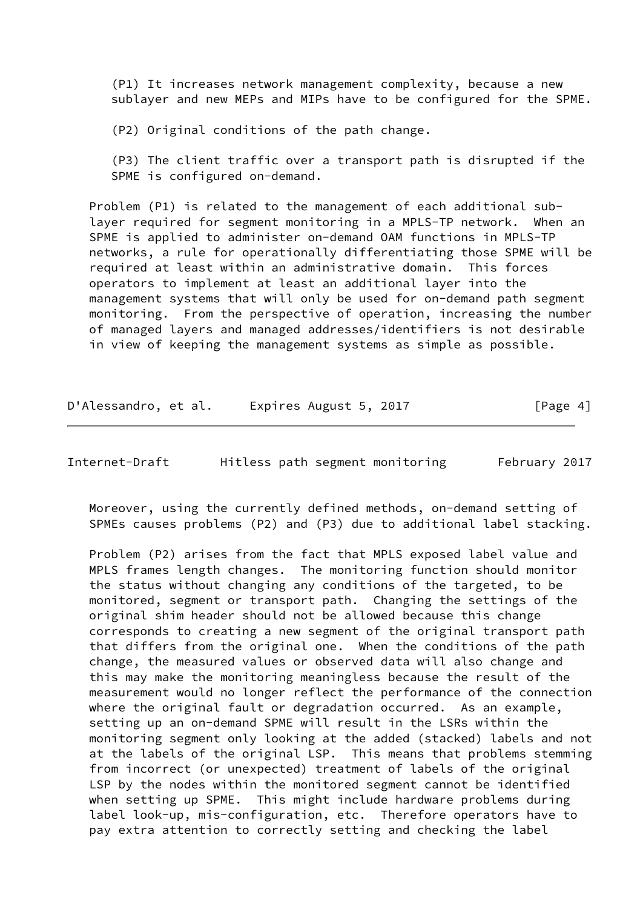(P1) It increases network management complexity, because a new sublayer and new MEPs and MIPs have to be configured for the SPME.

(P2) Original conditions of the path change.

(P3) The client traffic over a transport path is disrupted if the SPME is configured on-demand.

Problem (P1) is related to the management of each additional sub-layer required for segment monitoring in a MPLS-TP network. When an SPME is applied to administer on-demand OAM functions in MPLS-TP networks, a rule for operationally differentiating those SPME will be required at least within an administrative domain. This forces operators to implement at least an additional layer into the management systems that will only be used for on-demand path segment monitoring. From the perspective of operation, increasing the number of managed layers and managed addresses/identifiers is not desirable in view of keeping the management systems as simple as possible.

Moreover, using the currently defined methods, on-demand setting of SPMEs causes problems (P2) and (P3) due to additional label stacking.

Problem (P2) arises from the fact that MPLS exposed label value and MPLS frames length changes. The monitoring function should monitor the status without changing any conditions of the targeted, to be monitored, segment or transport path. Changing the settings of the original shim header should not be allowed because this change corresponds to creating a new segment of the original transport path that differs from the original one. When the conditions of the path change, the measured values or observed data will also change and this may make the monitoring meaningless because the result of the measurement would no longer reflect the performance of the connection where the original fault or degradation occurred. As an example, setting up an on-demand SPME will result in the LSRs within the monitoring segment only looking at the added (stacked) labels and not at the labels of the original LSP. This means that problems stemming from incorrect (or unexpected) treatment of labels of the original LSP by the nodes within the monitored segment cannot be identified when setting up SPME. This might include hardware problems during label look-up, mis-configuration, etc. Therefore operators have to pay extra attention to correctly setting and checking the label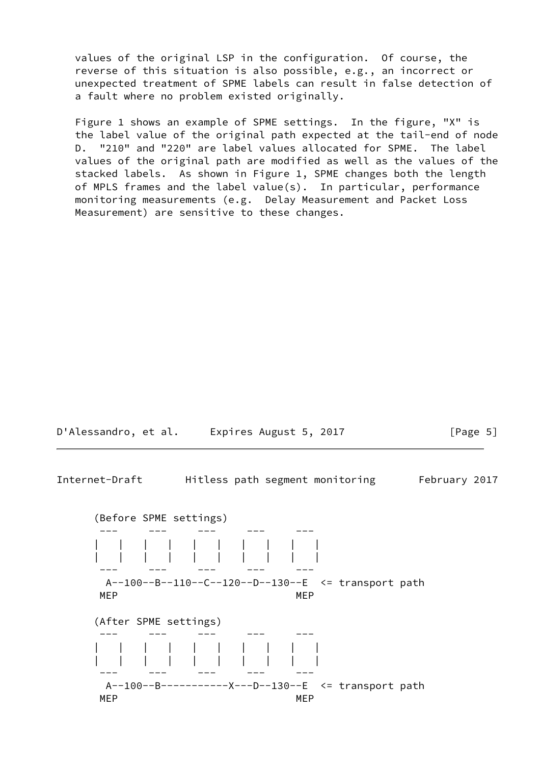values of the original LSP in the configuration. Of course, the reverse of this situation is also possible, e.g., an incorrect or unexpected treatment of SPME labels can result in false detection of a fault where no problem existed originally.

Figure 1 shows an example of SPME settings. In the figure, "X" is the label value of the original path expected at the tail-end of node D. "210" and "220" are label values allocated for SPME. The label values of the original path are modified as well as the values of the stacked labels. As shown in Figure 1, SPME changes both the length of MPLS frames and the label value(s). In particular, performance monitoring measurements (e.g. Delay Measurement and Packet Loss Measurement) are sensitive to these changes.

```
   (Before SPME settings)
    ---     ---     ---     ---     ---
   |   |   |   |   |   |   |   |   |   |
   |   |   |   |   |   |   |   |   |   |
    ---     ---     ---     ---     ---
     A--100--B--110--C--120--D--130--E  <= transport path
    MEP                             MEP

   (After SPME settings)
    ---     ---     ---     ---     ---
   |   |   |   |   |   |   |   |   |   |
   |   |   |   |   |   |   |   |   |   |
    ---     ---     ---     ---     ---
     A--100--B-----------X---D--130--E  <= transport path
    MEP                             MEP
```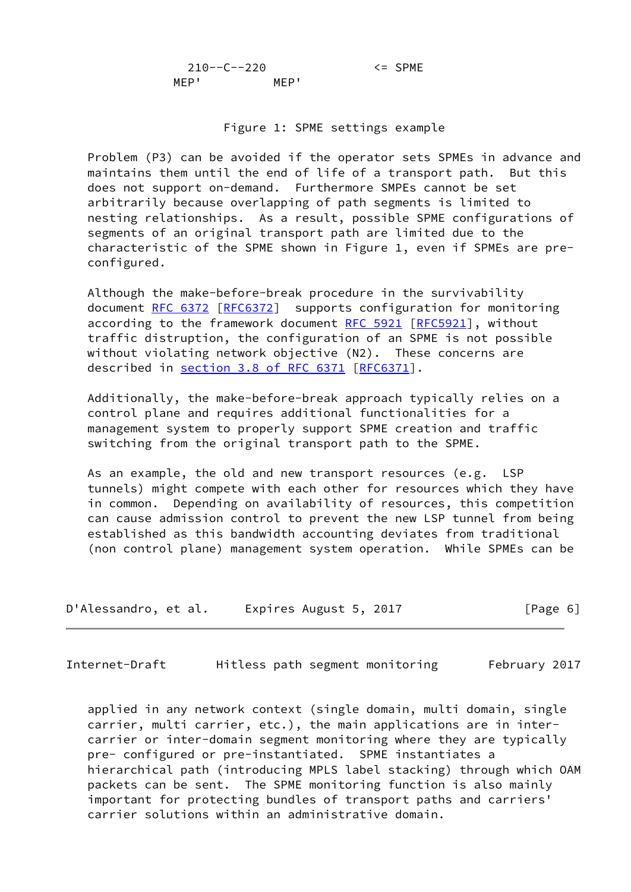```
             210--C--220             <= SPME
           MEP'         MEP'
```

Figure 1: SPME settings example

Problem (P3) can be avoided if the operator sets SPMEs in advance and maintains them until the end of life of a transport path. But this does not support on-demand. Furthermore SMPEs cannot be set arbitrarily because overlapping of path segments is limited to nesting relationships. As a result, possible SPME configurations of segments of an original transport path are limited due to the characteristic of the SPME shown in Figure 1, even if SPMEs are pre-configured.

Although the make-before-break procedure in the survivability document RFC 6372 [RFC6372] supports configuration for monitoring according to the framework document RFC 5921 [RFC5921], without traffic distruption, the configuration of an SPME is not possible without violating network objective (N2). These concerns are described in section 3.8 of RFC 6371 [RFC6371].

Additionally, the make-before-break approach typically relies on a control plane and requires additional functionalities for a management system to properly support SPME creation and traffic switching from the original transport path to the SPME.

As an example, the old and new transport resources (e.g. LSP tunnels) might compete with each other for resources which they have in common. Depending on availability of resources, this competition can cause admission control to prevent the new LSP tunnel from being established as this bandwidth accounting deviates from traditional (non control plane) management system operation. While SPMEs can be applied in any network context (single domain, multi domain, single carrier, multi carrier, etc.), the main applications are in inter-carrier or inter-domain segment monitoring where they are typically pre- configured or pre-instantiated. SPME instantiates a hierarchical path (introducing MPLS label stacking) through which OAM packets can be sent. The SPME monitoring function is also mainly important for protecting bundles of transport paths and carriers' carrier solutions within an administrative domain.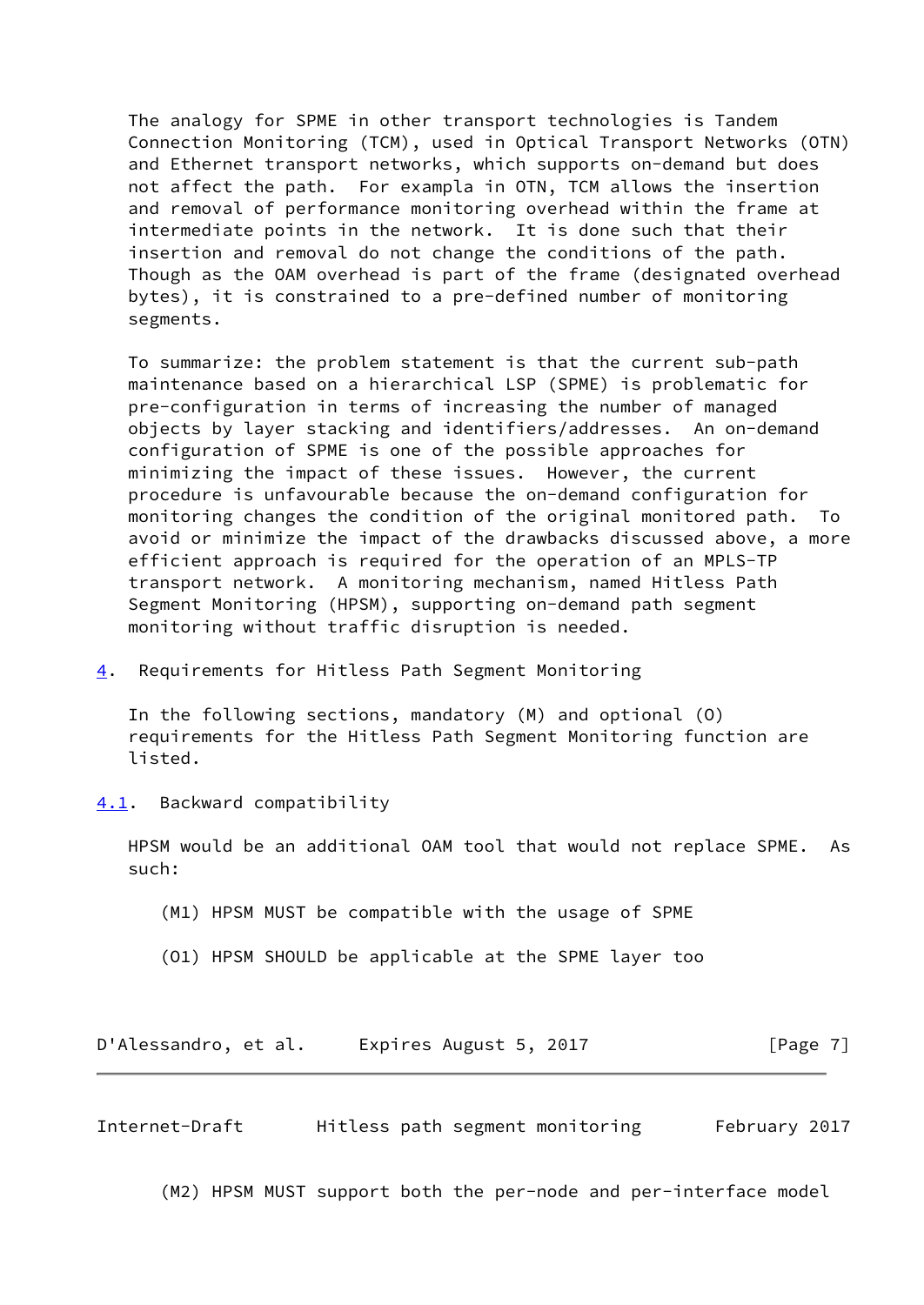The analogy for SPME in other transport technologies is Tandem Connection Monitoring (TCM), used in Optical Transport Networks (OTN) and Ethernet transport networks, which supports on-demand but does not affect the path. For exampla in OTN, TCM allows the insertion and removal of performance monitoring overhead within the frame at intermediate points in the network. It is done such that their insertion and removal do not change the conditions of the path. Though as the OAM overhead is part of the frame (designated overhead bytes), it is constrained to a pre-defined number of monitoring segments.

To summarize: the problem statement is that the current sub-path maintenance based on a hierarchical LSP (SPME) is problematic for pre-configuration in terms of increasing the number of managed objects by layer stacking and identifiers/addresses. An on-demand configuration of SPME is one of the possible approaches for minimizing the impact of these issues. However, the current procedure is unfavourable because the on-demand configuration for monitoring changes the condition of the original monitored path. To avoid or minimize the impact of the drawbacks discussed above, a more efficient approach is required for the operation of an MPLS-TP transport network. A monitoring mechanism, named Hitless Path Segment Monitoring (HPSM), supporting on-demand path segment monitoring without traffic disruption is needed.

## 4. Requirements for Hitless Path Segment Monitoring

In the following sections, mandatory (M) and optional (O) requirements for the Hitless Path Segment Monitoring function are listed.

### 4.1. Backward compatibility

HPSM would be an additional OAM tool that would not replace SPME. As such:

(M1) HPSM MUST be compatible with the usage of SPME

(O1) HPSM SHOULD be applicable at the SPME layer too

(M2) HPSM MUST support both the per-node and per-interface model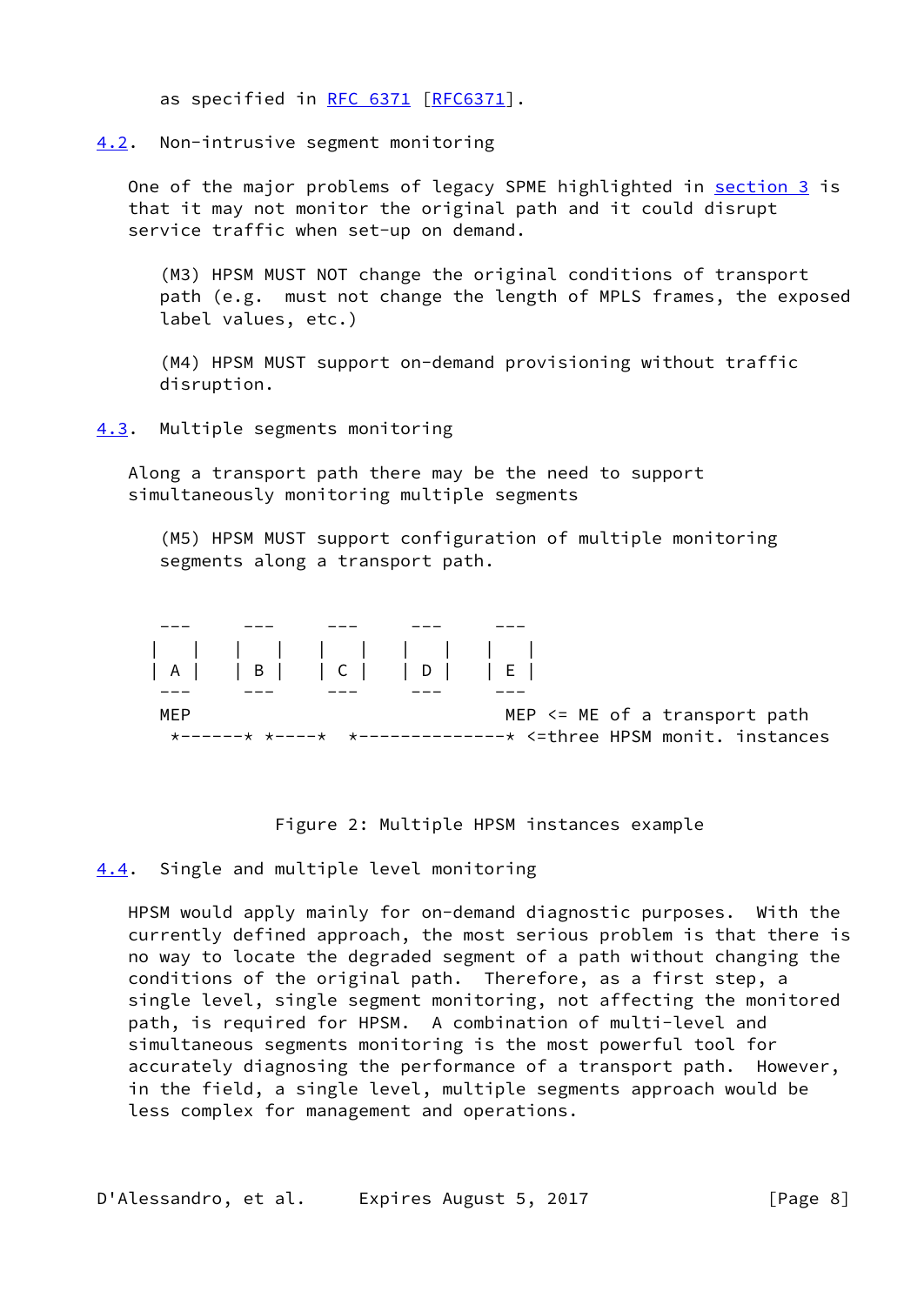as specified in RFC 6371 [RFC6371].

### 4.2. Non-intrusive segment monitoring

One of the major problems of legacy SPME highlighted in section 3 is that it may not monitor the original path and it could disrupt service traffic when set-up on demand.

(M3) HPSM MUST NOT change the original conditions of transport path (e.g. must not change the length of MPLS frames, the exposed label values, etc.)

(M4) HPSM MUST support on-demand provisioning without traffic disruption.

### 4.3. Multiple segments monitoring

Along a transport path there may be the need to support simultaneously monitoring multiple segments

(M5) HPSM MUST support configuration of multiple monitoring segments along a transport path.

```
 ---     ---     ---     ---     ---
|   |   |   |   |   |   |   |   |   |
| A |   | B |   | C |   | D |   | E |
 ---     ---     ---     ---     ---
 MEP                             MEP <= ME of a transport path
  *-------* *-----*  *--------------* <=three HPSM monit. instances
```

Figure 2: Multiple HPSM instances example

### 4.4. Single and multiple level monitoring

HPSM would apply mainly for on-demand diagnostic purposes. With the currently defined approach, the most serious problem is that there is no way to locate the degraded segment of a path without changing the conditions of the original path. Therefore, as a first step, a single level, single segment monitoring, not affecting the monitored path, is required for HPSM. A combination of multi-level and simultaneous segments monitoring is the most powerful tool for accurately diagnosing the performance of a transport path. However, in the field, a single level, multiple segments approach would be less complex for management and operations.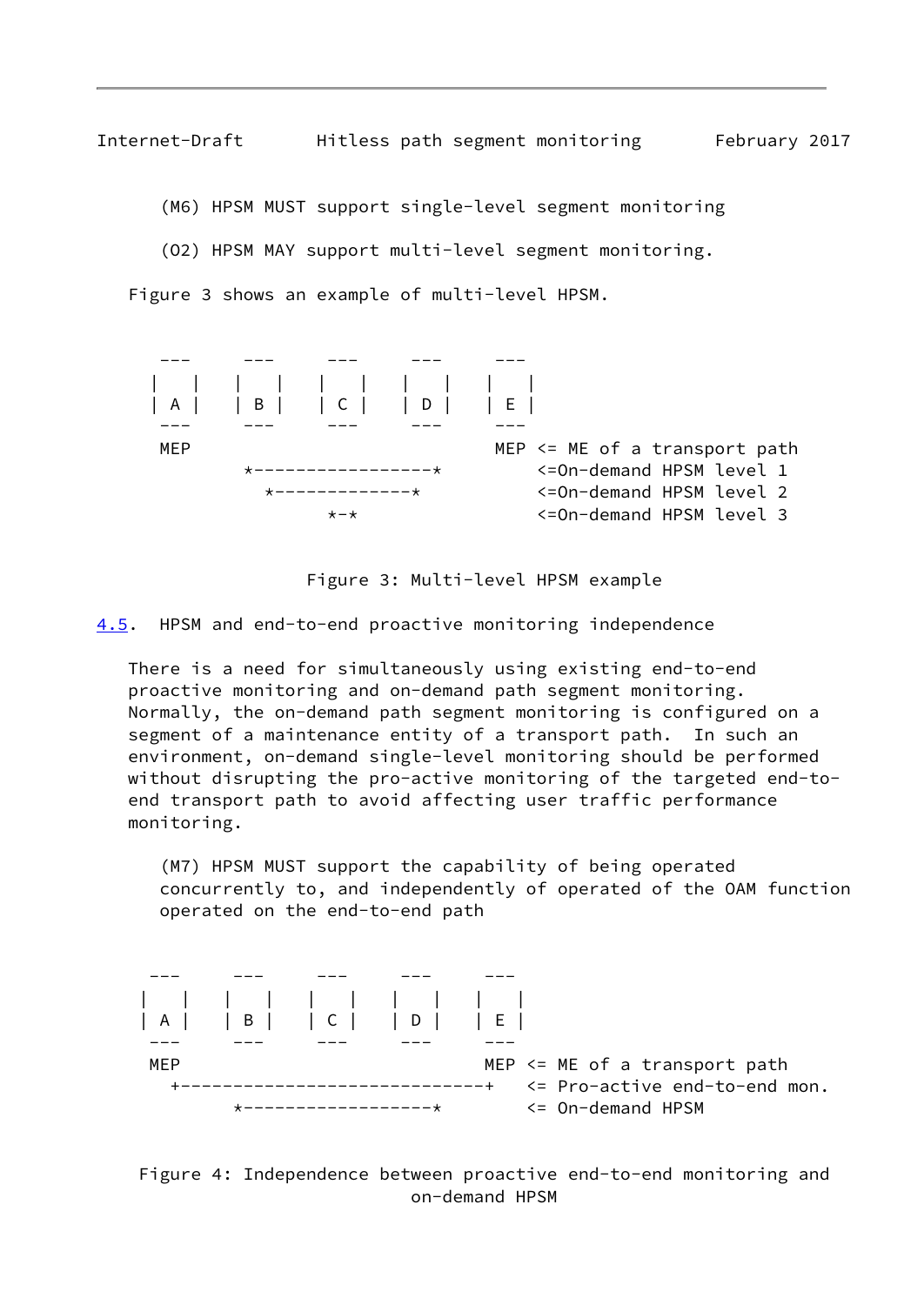(M6) HPSM MUST support single-level segment monitoring

(O2) HPSM MAY support multi-level segment monitoring.

Figure 3 shows an example of multi-level HPSM.

```
 ---     ---     ---     ---     ---
|   |   |   |   |   |   |   |   |   |
| A |   | B |   | C |   | D |   | E |
 ---     ---     ---     ---     ---
 MEP                             MEP <= ME of a transport path
         *------------------*        <=On-demand HPSM level 1
           *--------------*          <=On-demand HPSM level 2
                 *-*                 <=On-demand HPSM level 3
```

Figure 3: Multi-level HPSM example

## 4.5. HPSM and end-to-end proactive monitoring independence

There is a need for simultaneously using existing end-to-end proactive monitoring and on-demand path segment monitoring. Normally, the on-demand path segment monitoring is configured on a segment of a maintenance entity of a transport path. In such an environment, on-demand single-level monitoring should be performed without disrupting the pro-active monitoring of the targeted end-to-end transport path to avoid affecting user traffic performance monitoring.

(M7) HPSM MUST support the capability of being operated concurrently to, and independently of operated of the OAM function operated on the end-to-end path

```
 ---     ---     ---     ---     ---
|   |   |   |   |   |   |   |   |   |
| A |   | B |   | C |   | D |   | E |
 ---     ---     ---     ---     ---
 MEP                             MEP <= ME of a transport path
   +------------------------------+   <= Pro-active end-to-end mon.
         *-------------------*        <= On-demand HPSM
```

Figure 4: Independence between proactive end-to-end monitoring and on-demand HPSM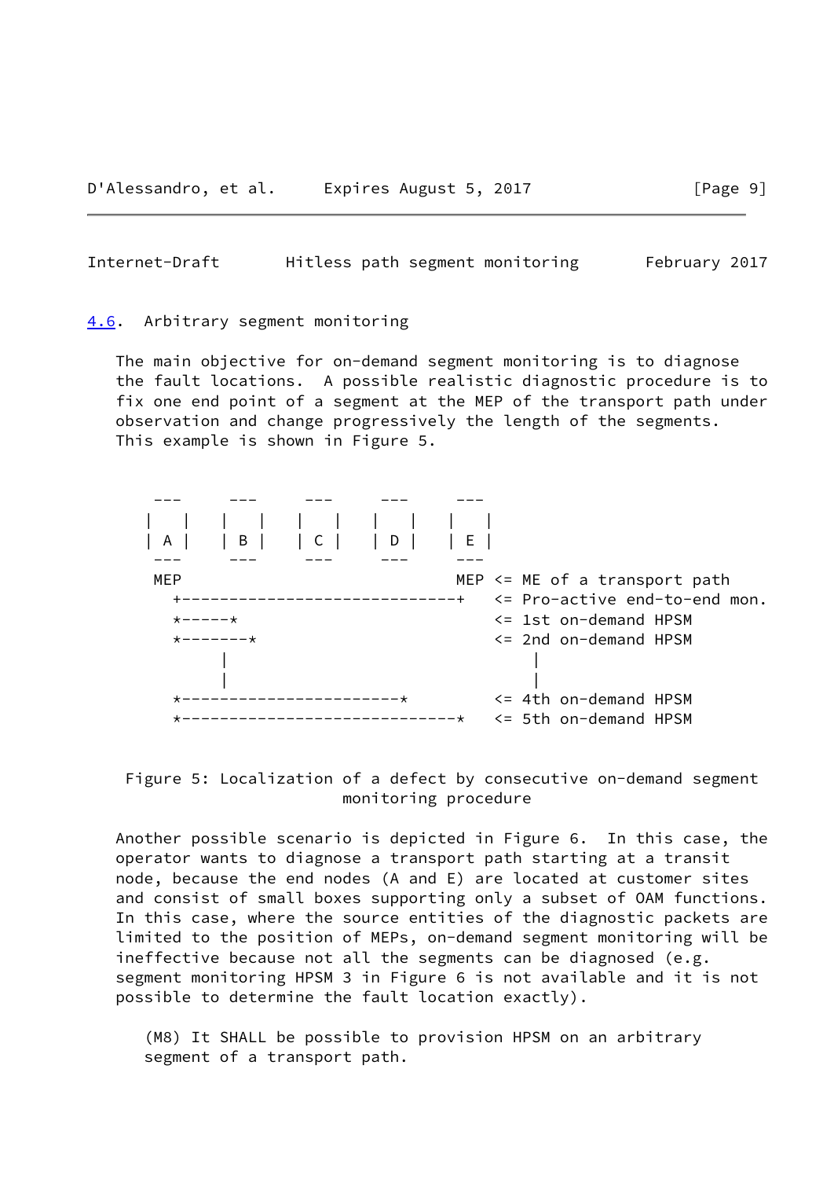### 4.6. Arbitrary segment monitoring

The main objective for on-demand segment monitoring is to diagnose the fault locations. A possible realistic diagnostic procedure is to fix one end point of a segment at the MEP of the transport path under observation and change progressively the length of the segments. This example is shown in Figure 5.

```
     ---     ---     ---     ---     ---
    |   |   |   |   |   |   |   |   |   |
    | A |   | B |   | C |   | D |   | E |
     ---     ---     ---     ---     ---
     MEP                             MEP <= ME of a transport path
       +-----------------------------+   <= Pro-active end-to-end mon.
       *------*                          <= 1st on-demand HPSM
       *--------*                        <= 2nd on-demand HPSM
            |                                |
            |                                |
       *-----------------------*         <= 4th on-demand HPSM
       *-----------------------------*   <= 5th on-demand HPSM
```

Figure 5: Localization of a defect by consecutive on-demand segment monitoring procedure

Another possible scenario is depicted in Figure 6. In this case, the operator wants to diagnose a transport path starting at a transit node, because the end nodes (A and E) are located at customer sites and consist of small boxes supporting only a subset of OAM functions. In this case, where the source entities of the diagnostic packets are limited to the position of MEPs, on-demand segment monitoring will be ineffective because not all the segments can be diagnosed (e.g. segment monitoring HPSM 3 in Figure 6 is not available and it is not possible to determine the fault location exactly).

(M8) It SHALL be possible to provision HPSM on an arbitrary segment of a transport path.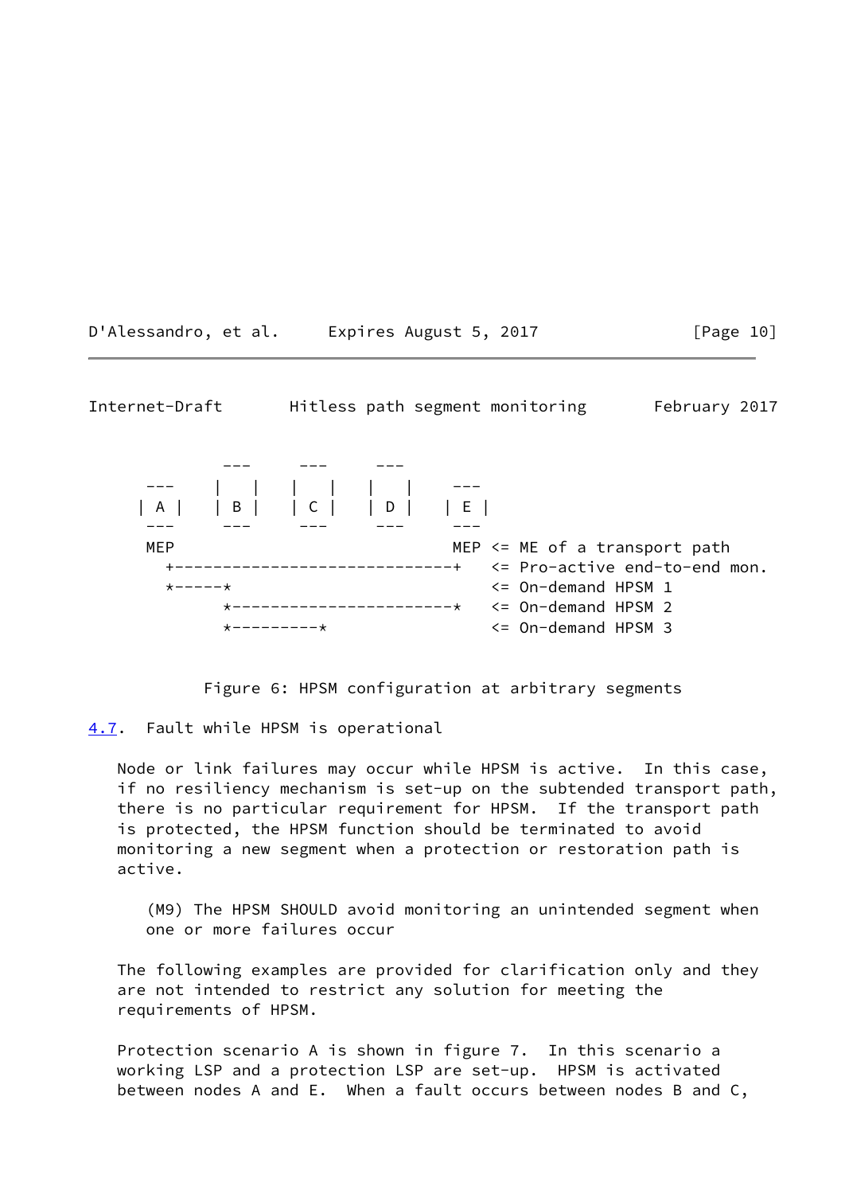```
          ---     ---     ---
  ---    |   |   |   |   |   |    ---
 | A |   | B |   | C |   | D |   | E |
  ---     ---     ---     ---     ---
  MEP                             MEP <= ME of a transport path
    +-----------------------------+   <= Pro-active end-to-end mon.
    *------*                          <= On-demand HPSM 1
          *-----------------------*   <= On-demand HPSM 2
          *---------*                 <= On-demand HPSM 3
```

Figure 6: HPSM configuration at arbitrary segments

## 4.7. Fault while HPSM is operational

Node or link failures may occur while HPSM is active. In this case, if no resiliency mechanism is set-up on the subtended transport path, there is no particular requirement for HPSM. If the transport path is protected, the HPSM function should be terminated to avoid monitoring a new segment when a protection or restoration path is active.

(M9) The HPSM SHOULD avoid monitoring an unintended segment when one or more failures occur

The following examples are provided for clarification only and they are not intended to restrict any solution for meeting the requirements of HPSM.

Protection scenario A is shown in figure 7. In this scenario a working LSP and a protection LSP are set-up. HPSM is activated between nodes A and E. When a fault occurs between nodes B and C,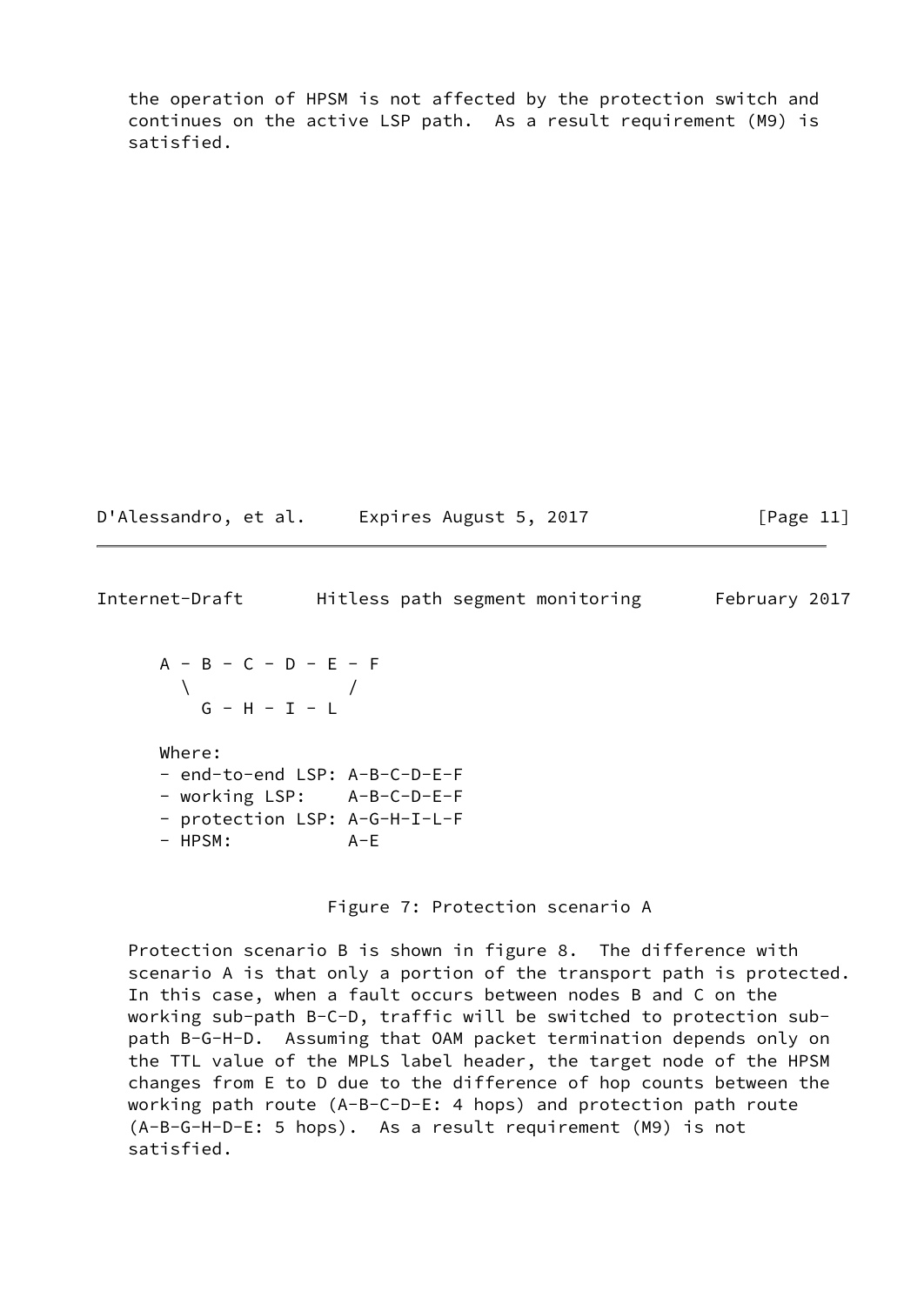the operation of HPSM is not affected by the protection switch and continues on the active LSP path. As a result requirement (M9) is satisfied.

```
   A - B - C - D - E - F
     \             /
       G - H - I - L

   Where:
   - end-to-end LSP: A-B-C-D-E-F
   - working LSP:    A-B-C-D-E-F
   - protection LSP: A-G-H-I-L-F
   - HPSM:           A-E
```

Figure 7: Protection scenario A

Protection scenario B is shown in figure 8. The difference with scenario A is that only a portion of the transport path is protected. In this case, when a fault occurs between nodes B and C on the working sub-path B-C-D, traffic will be switched to protection sub-path B-G-H-D. Assuming that OAM packet termination depends only on the TTL value of the MPLS label header, the target node of the HPSM changes from E to D due to the difference of hop counts between the working path route (A-B-C-D-E: 4 hops) and protection path route (A-B-G-H-D-E: 5 hops). As a result requirement (M9) is not satisfied.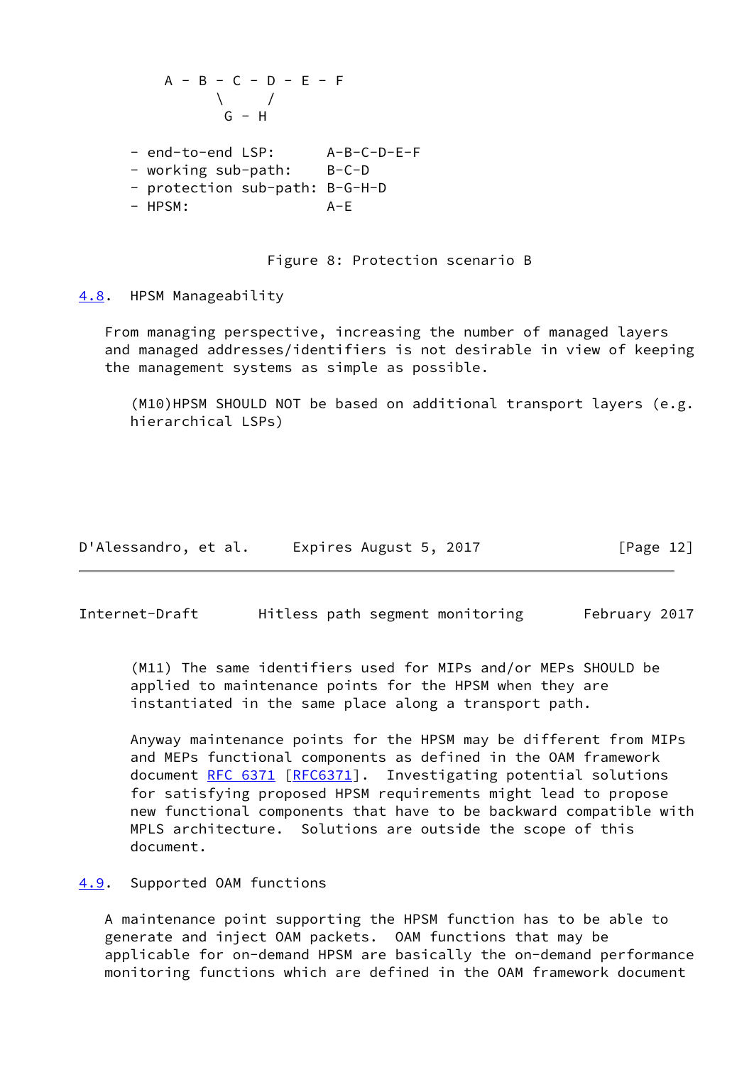```
   A - B - C - D - E - F
         \     /
          G - H

- end-to-end LSP:      A-B-C-D-E-F
- working sub-path:    B-C-D
- protection sub-path: B-G-H-D
- HPSM:                A-E
```

Figure 8: Protection scenario B

## 4.8. HPSM Manageability

From managing perspective, increasing the number of managed layers and managed addresses/identifiers is not desirable in view of keeping the management systems as simple as possible.

(M10)HPSM SHOULD NOT be based on additional transport layers (e.g. hierarchical LSPs)

(M11) The same identifiers used for MIPs and/or MEPs SHOULD be applied to maintenance points for the HPSM when they are instantiated in the same place along a transport path.

Anyway maintenance points for the HPSM may be different from MIPs and MEPs functional components as defined in the OAM framework document RFC 6371 [RFC6371]. Investigating potential solutions for satisfying proposed HPSM requirements might lead to propose new functional components that have to be backward compatible with MPLS architecture. Solutions are outside the scope of this document.

## 4.9. Supported OAM functions

A maintenance point supporting the HPSM function has to be able to generate and inject OAM packets. OAM functions that may be applicable for on-demand HPSM are basically the on-demand performance monitoring functions which are defined in the OAM framework document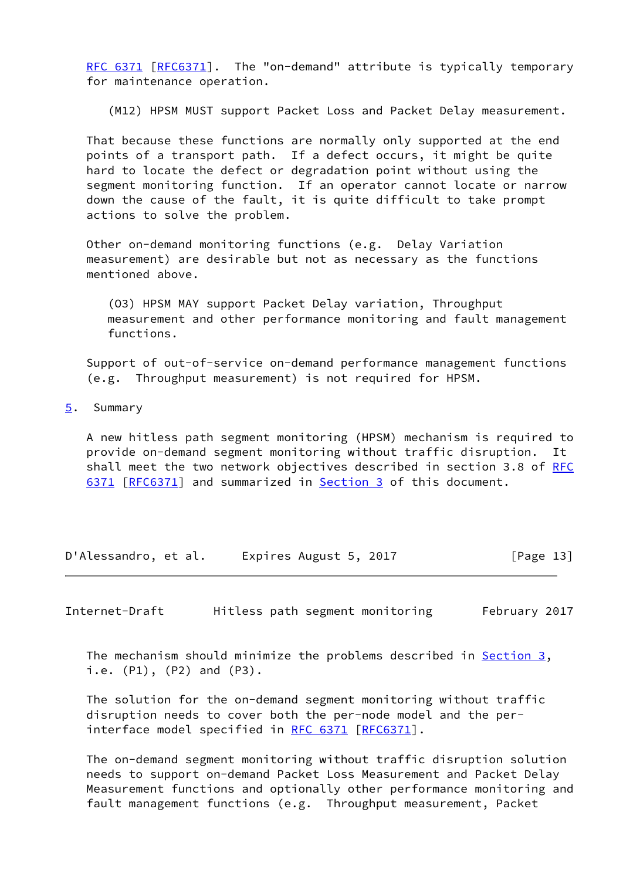RFC 6371 [RFC6371]. The "on-demand" attribute is typically temporary for maintenance operation.

(M12) HPSM MUST support Packet Loss and Packet Delay measurement.

That because these functions are normally only supported at the end points of a transport path. If a defect occurs, it might be quite hard to locate the defect or degradation point without using the segment monitoring function. If an operator cannot locate or narrow down the cause of the fault, it is quite difficult to take prompt actions to solve the problem.

Other on-demand monitoring functions (e.g. Delay Variation measurement) are desirable but not as necessary as the functions mentioned above.

(O3) HPSM MAY support Packet Delay variation, Throughput measurement and other performance monitoring and fault management functions.

Support of out-of-service on-demand performance management functions (e.g. Throughput measurement) is not required for HPSM.

## 5. Summary

A new hitless path segment monitoring (HPSM) mechanism is required to provide on-demand segment monitoring without traffic disruption. It shall meet the two network objectives described in section 3.8 of RFC 6371 [RFC6371] and summarized in Section 3 of this document.

The mechanism should minimize the problems described in Section 3, i.e. (P1), (P2) and (P3).

The solution for the on-demand segment monitoring without traffic disruption needs to cover both the per-node model and the per-interface model specified in RFC 6371 [RFC6371].

The on-demand segment monitoring without traffic disruption solution needs to support on-demand Packet Loss Measurement and Packet Delay Measurement functions and optionally other performance monitoring and fault management functions (e.g. Throughput measurement, Packet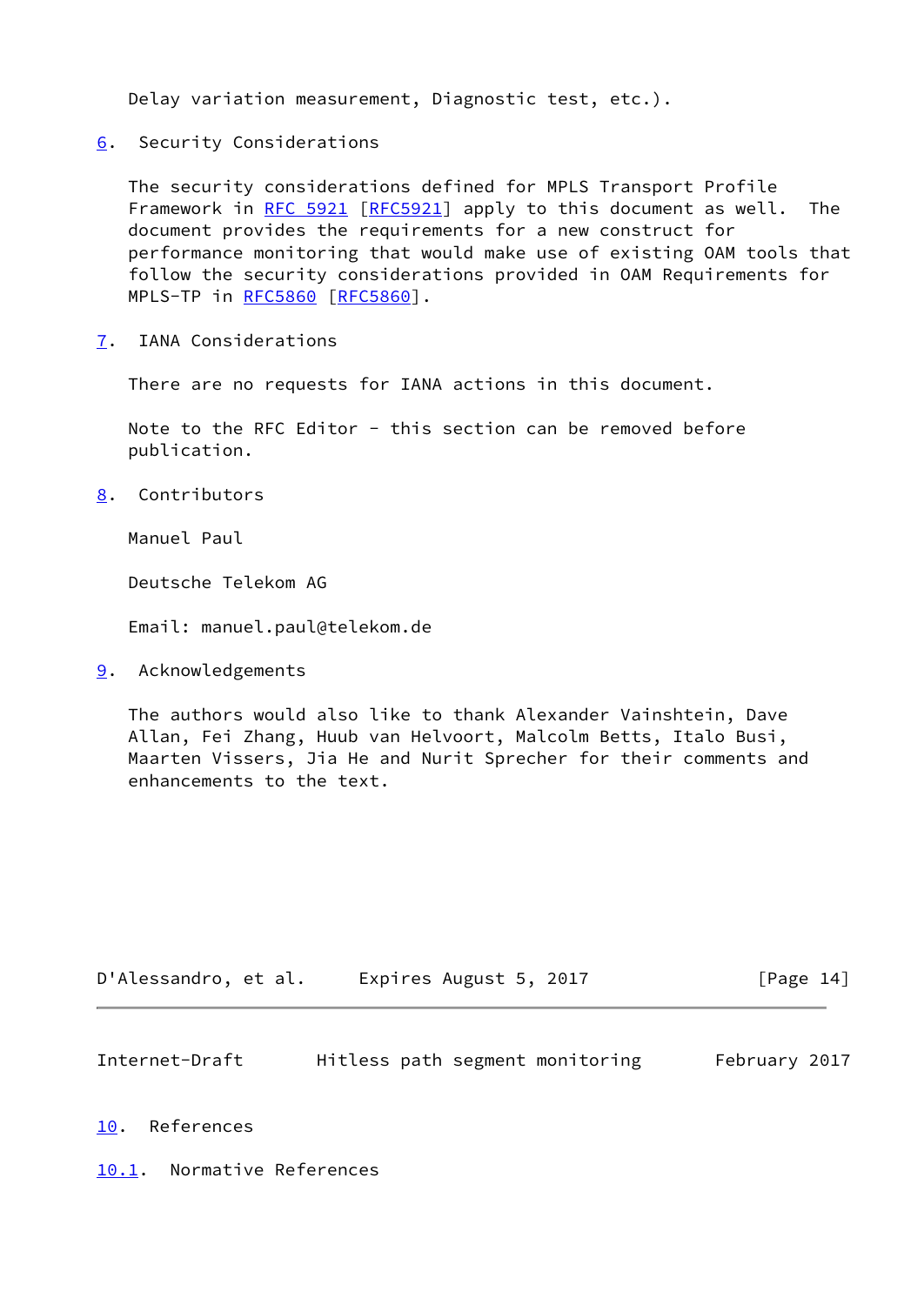Delay variation measurement, Diagnostic test, etc.).

## 6. Security Considerations

The security considerations defined for MPLS Transport Profile Framework in RFC 5921 [RFC5921] apply to this document as well. The document provides the requirements for a new construct for performance monitoring that would make use of existing OAM tools that follow the security considerations provided in OAM Requirements for MPLS-TP in RFC5860 [RFC5860].

## 7. IANA Considerations

There are no requests for IANA actions in this document.

Note to the RFC Editor - this section can be removed before publication.

## 8. Contributors

Manuel Paul

Deutsche Telekom AG

Email: manuel.paul@telekom.de

## 9. Acknowledgements

The authors would also like to thank Alexander Vainshtein, Dave Allan, Fei Zhang, Huub van Helvoort, Malcolm Betts, Italo Busi, Maarten Vissers, Jia He and Nurit Sprecher for their comments and enhancements to the text.

## 10. References

### 10.1. Normative References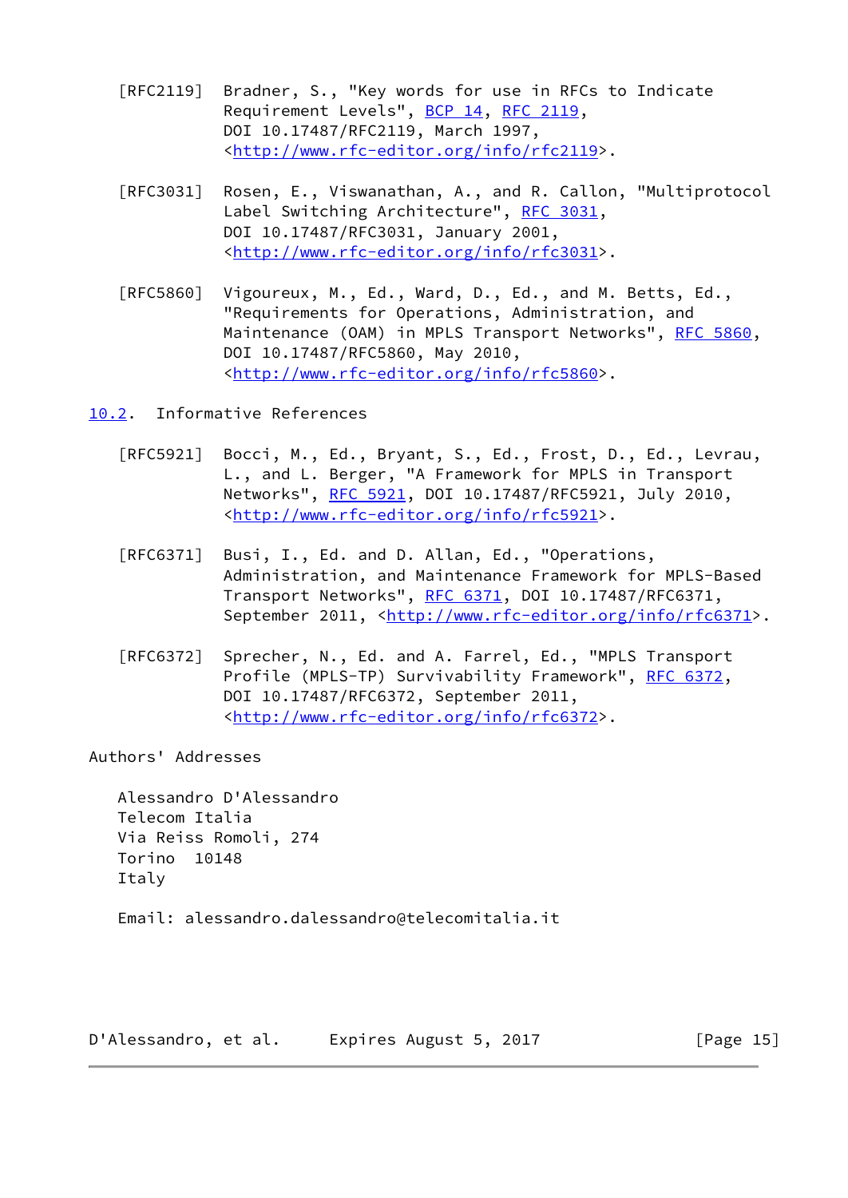[RFC2119] Bradner, S., "Key words for use in RFCs to Indicate Requirement Levels", BCP 14, RFC 2119, DOI 10.17487/RFC2119, March 1997, <http://www.rfc-editor.org/info/rfc2119>.

[RFC3031] Rosen, E., Viswanathan, A., and R. Callon, "Multiprotocol Label Switching Architecture", RFC 3031, DOI 10.17487/RFC3031, January 2001, <http://www.rfc-editor.org/info/rfc3031>.

[RFC5860] Vigoureux, M., Ed., Ward, D., Ed., and M. Betts, Ed., "Requirements for Operations, Administration, and Maintenance (OAM) in MPLS Transport Networks", RFC 5860, DOI 10.17487/RFC5860, May 2010, <http://www.rfc-editor.org/info/rfc5860>.

### 10.2. Informative References

[RFC5921] Bocci, M., Ed., Bryant, S., Ed., Frost, D., Ed., Levrau, L., and L. Berger, "A Framework for MPLS in Transport Networks", RFC 5921, DOI 10.17487/RFC5921, July 2010, <http://www.rfc-editor.org/info/rfc5921>.

[RFC6371] Busi, I., Ed. and D. Allan, Ed., "Operations, Administration, and Maintenance Framework for MPLS-Based Transport Networks", RFC 6371, DOI 10.17487/RFC6371, September 2011, <http://www.rfc-editor.org/info/rfc6371>.

[RFC6372] Sprecher, N., Ed. and A. Farrel, Ed., "MPLS Transport Profile (MPLS-TP) Survivability Framework", RFC 6372, DOI 10.17487/RFC6372, September 2011, <http://www.rfc-editor.org/info/rfc6372>.

## Authors' Addresses

Alessandro D'Alessandro
Telecom Italia
Via Reiss Romoli, 274
Torino 10148
Italy

Email: alessandro.dalessandro@telecomitalia.it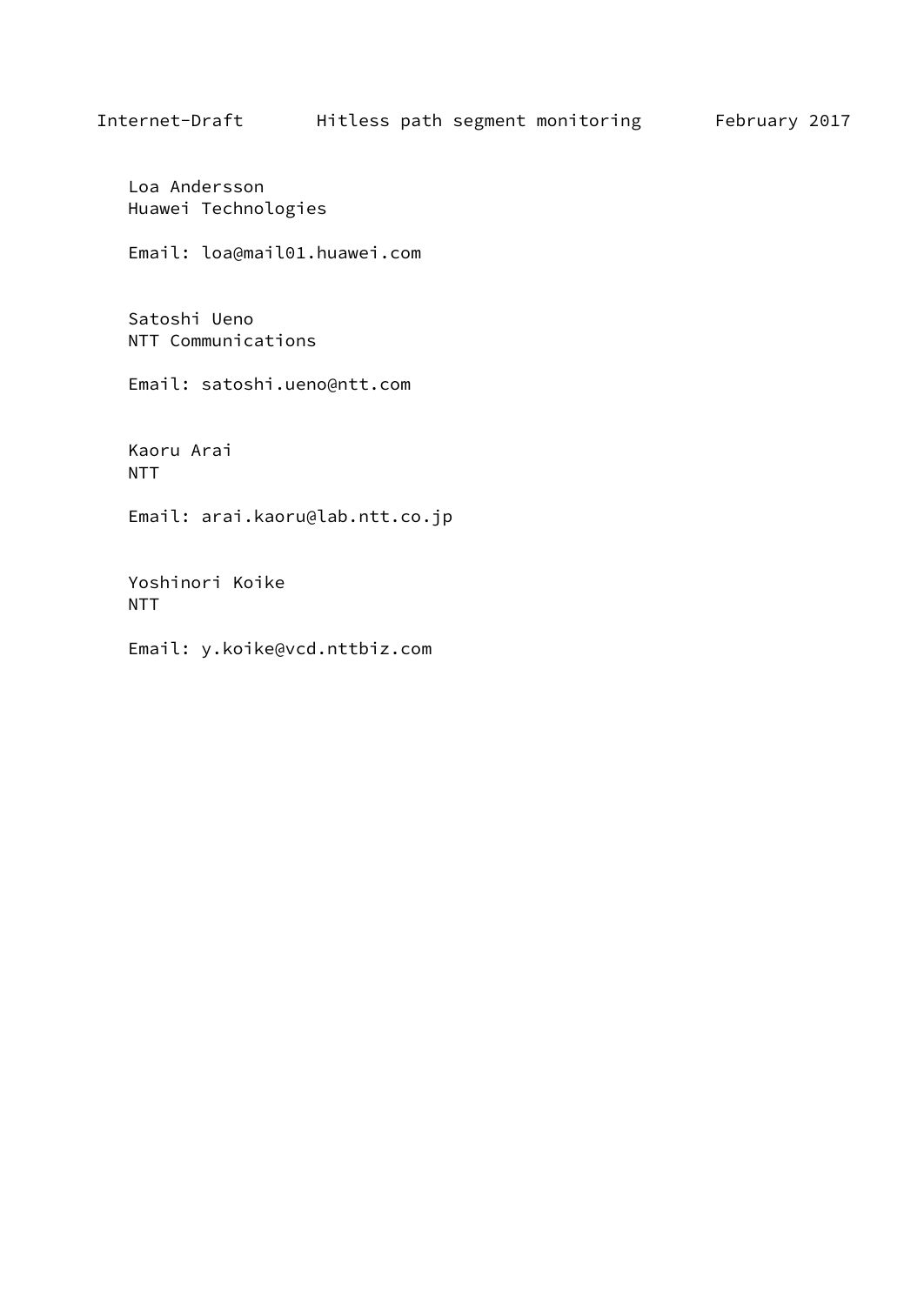Loa Andersson
Huawei Technologies

Email: loa@mail01.huawei.com

Satoshi Ueno
NTT Communications

Email: satoshi.ueno@ntt.com

Kaoru Arai
NTT

Email: arai.kaoru@lab.ntt.co.jp

Yoshinori Koike
NTT

Email: y.koike@vcd.nttbiz.com